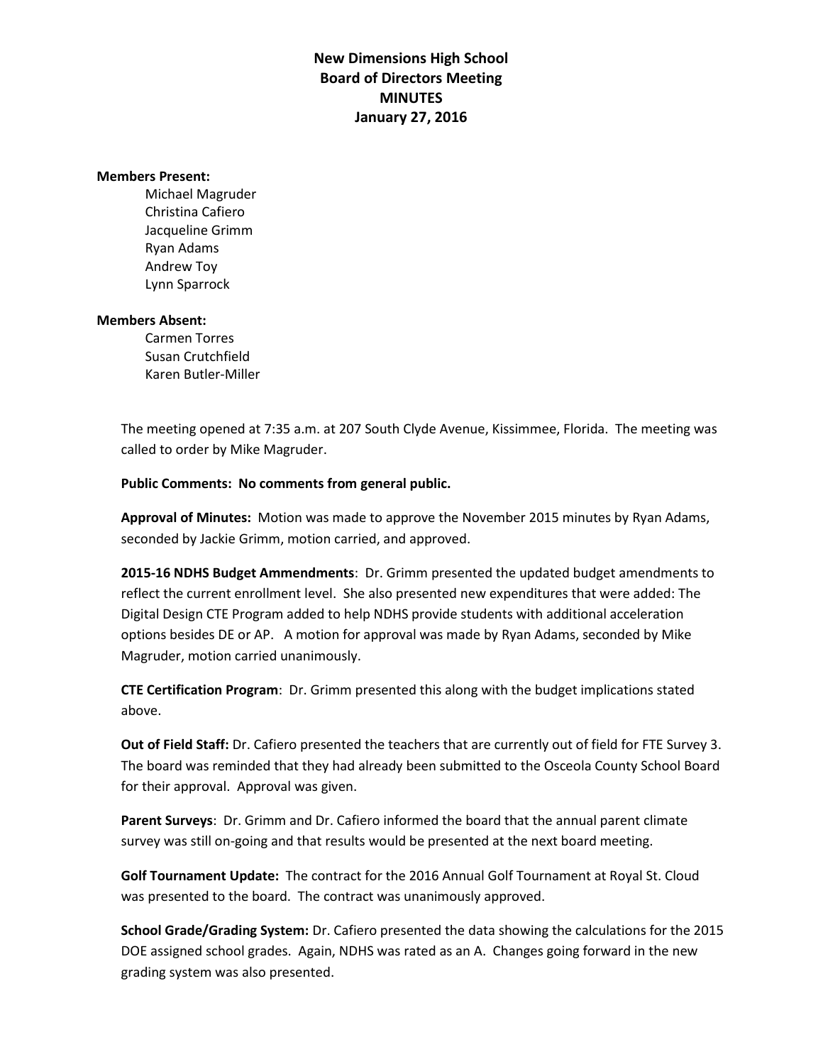**New Dimensions High School**
**Board of Directors Meeting**
**MINUTES**
**January 27, 2016**

**Members Present:**

Michael Magruder
Christina Cafiero
Jacqueline Grimm
Ryan Adams
Andrew Toy
Lynn Sparrock

**Members Absent:**

Carmen Torres
Susan Crutchfield
Karen Butler-Miller

The meeting opened at 7:35 a.m. at 207 South Clyde Avenue, Kissimmee, Florida. The meeting was called to order by Mike Magruder.

**Public Comments: No comments from general public.**

**Approval of Minutes:** Motion was made to approve the November 2015 minutes by Ryan Adams, seconded by Jackie Grimm, motion carried, and approved.

**2015-16 NDHS Budget Ammendments**: Dr. Grimm presented the updated budget amendments to reflect the current enrollment level. She also presented new expenditures that were added: The Digital Design CTE Program added to help NDHS provide students with additional acceleration options besides DE or AP. A motion for approval was made by Ryan Adams, seconded by Mike Magruder, motion carried unanimously.

**CTE Certification Program**: Dr. Grimm presented this along with the budget implications stated above.

**Out of Field Staff:** Dr. Cafiero presented the teachers that are currently out of field for FTE Survey 3. The board was reminded that they had already been submitted to the Osceola County School Board for their approval. Approval was given.

**Parent Surveys**: Dr. Grimm and Dr. Cafiero informed the board that the annual parent climate survey was still on-going and that results would be presented at the next board meeting.

**Golf Tournament Update:** The contract for the 2016 Annual Golf Tournament at Royal St. Cloud was presented to the board. The contract was unanimously approved.

**School Grade/Grading System:** Dr. Cafiero presented the data showing the calculations for the 2015 DOE assigned school grades. Again, NDHS was rated as an A. Changes going forward in the new grading system was also presented.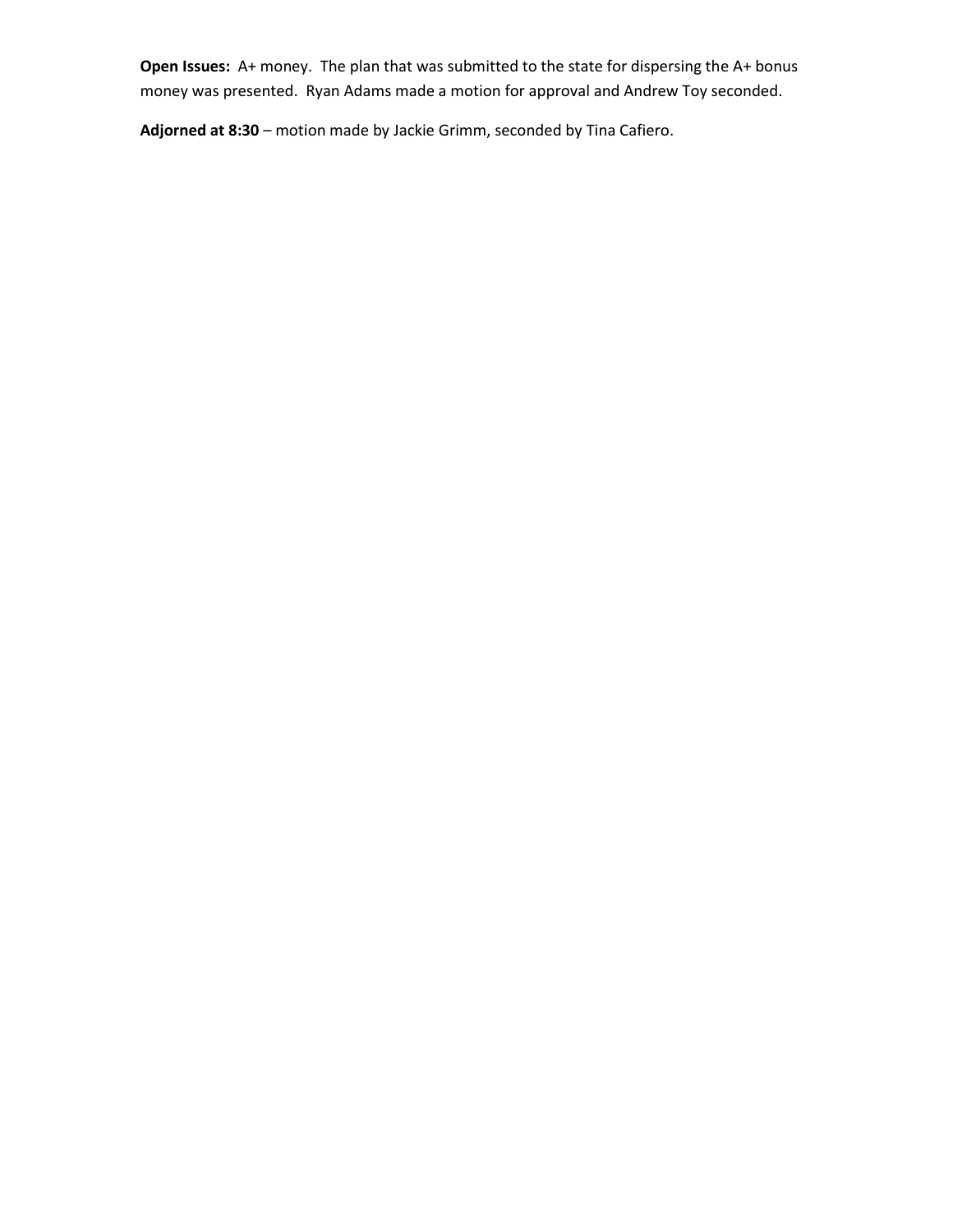**Open Issues:** A+ money. The plan that was submitted to the state for dispersing the A+ bonus money was presented. Ryan Adams made a motion for approval and Andrew Toy seconded.

**Adjorned at 8:30** – motion made by Jackie Grimm, seconded by Tina Cafiero.